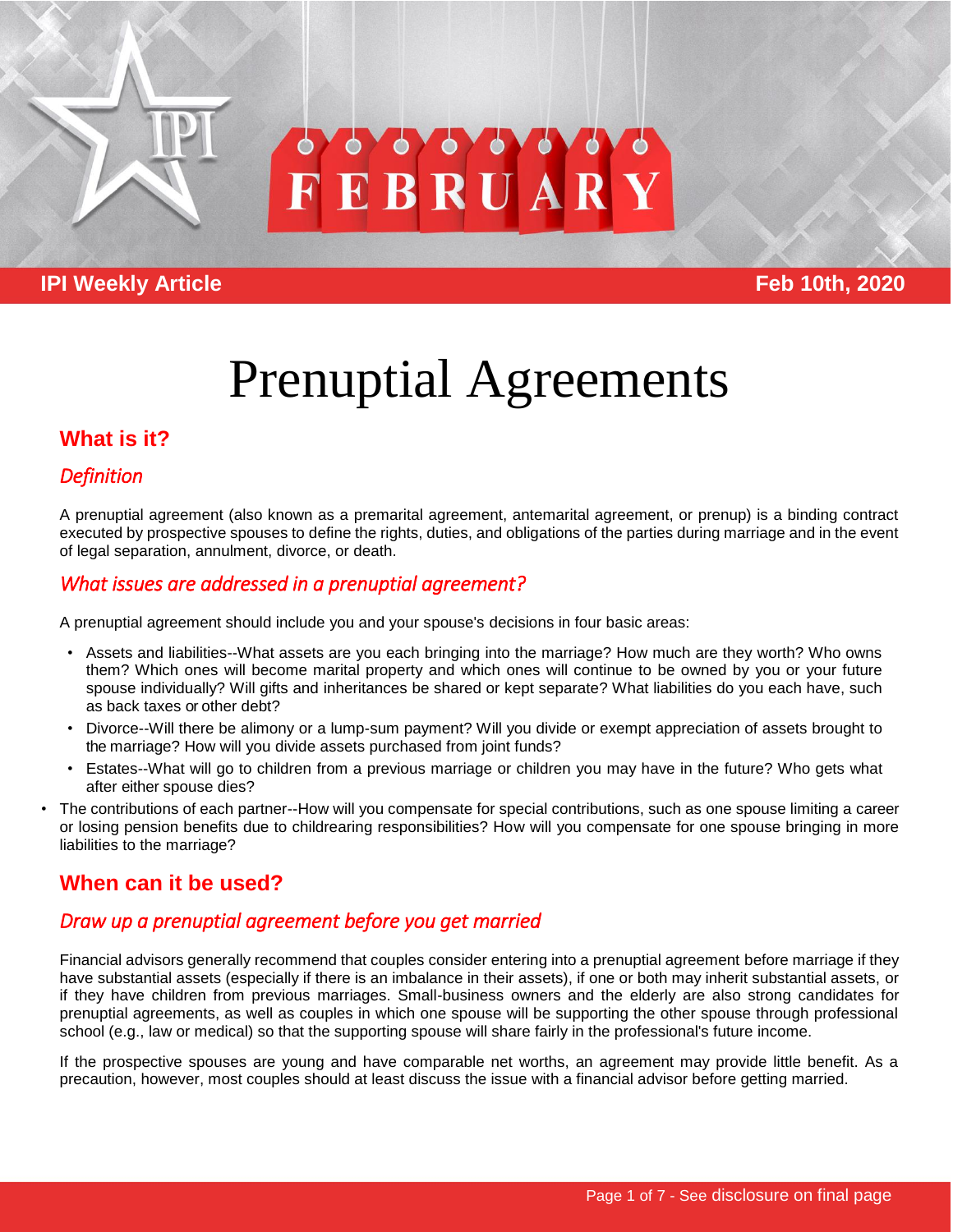IPI Weekly Article — Feb 10th, 2020

# Prenuptial Agreements

## What is it?

### *Definition*

A prenuptial agreement (also known as a premarital agreement, antemarital agreement, or prenup) is a binding contract executed by prospective spouses to define the rights, duties, and obligations of the parties during marriage and in the event of legal separation, annulment, divorce, or death.

### *What issues are addressed in a prenuptial agreement?*

A prenuptial agreement should include you and your spouse's decisions in four basic areas:

- Assets and liabilities--What assets are you each bringing into the marriage? How much are they worth? Who owns them? Which ones will become marital property and which ones will continue to be owned by you or your future spouse individually? Will gifts and inheritances be shared or kept separate? What liabilities do you each have, such as back taxes or other debt?
- Divorce--Will there be alimony or a lump-sum payment? Will you divide or exempt appreciation of assets brought to the marriage? How will you divide assets purchased from joint funds?
- Estates--What will go to children from a previous marriage or children you may have in the future? Who gets what after either spouse dies?
- The contributions of each partner--How will you compensate for special contributions, such as one spouse limiting a career or losing pension benefits due to childrearing responsibilities? How will you compensate for one spouse bringing in more liabilities to the marriage?

## When can it be used?

### *Draw up a prenuptial agreement before you get married*

Financial advisors generally recommend that couples consider entering into a prenuptial agreement before marriage if they have substantial assets (especially if there is an imbalance in their assets), if one or both may inherit substantial assets, or if they have children from previous marriages. Small-business owners and the elderly are also strong candidates for prenuptial agreements, as well as couples in which one spouse will be supporting the other spouse through professional school (e.g., law or medical) so that the supporting spouse will share fairly in the professional's future income.

If the prospective spouses are young and have comparable net worths, an agreement may provide little benefit. As a precaution, however, most couples should at least discuss the issue with a financial advisor before getting married.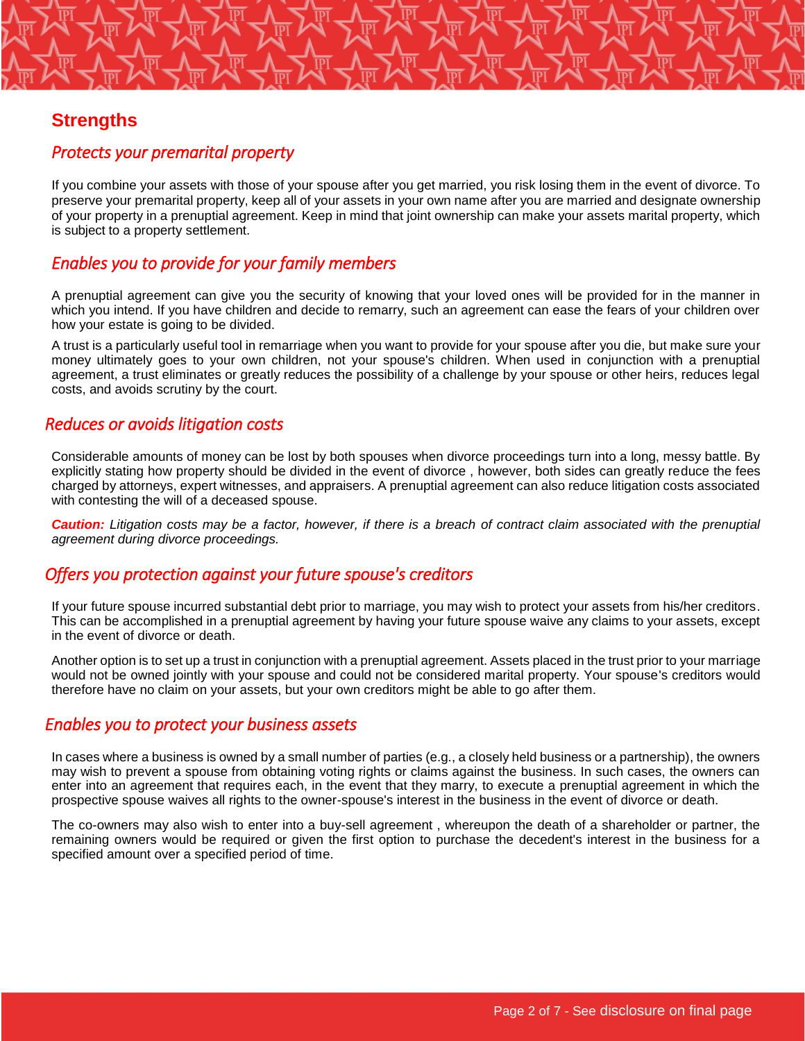## Strengths

### *Protects your premarital property*

If you combine your assets with those of your spouse after you get married, you risk losing them in the event of divorce. To preserve your premarital property, keep all of your assets in your own name after you are married and designate ownership of your property in a prenuptial agreement. Keep in mind that joint ownership can make your assets marital property, which is subject to a property settlement.

### *Enables you to provide for your family members*

A prenuptial agreement can give you the security of knowing that your loved ones will be provided for in the manner in which you intend. If you have children and decide to remarry, such an agreement can ease the fears of your children over how your estate is going to be divided.

A trust is a particularly useful tool in remarriage when you want to provide for your spouse after you die, but make sure your money ultimately goes to your own children, not your spouse's children. When used in conjunction with a prenuptial agreement, a trust eliminates or greatly reduces the possibility of a challenge by your spouse or other heirs, reduces legal costs, and avoids scrutiny by the court.

### *Reduces or avoids litigation costs*

Considerable amounts of money can be lost by both spouses when divorce proceedings turn into a long, messy battle. By explicitly stating how property should be divided in the event of divorce , however, both sides can greatly reduce the fees charged by attorneys, expert witnesses, and appraisers. A prenuptial agreement can also reduce litigation costs associated with contesting the will of a deceased spouse.

***Caution:*** *Litigation costs may be a factor, however, if there is a breach of contract claim associated with the prenuptial agreement during divorce proceedings.*

### *Offers you protection against your future spouse's creditors*

If your future spouse incurred substantial debt prior to marriage, you may wish to protect your assets from his/her creditors. This can be accomplished in a prenuptial agreement by having your future spouse waive any claims to your assets, except in the event of divorce or death.

Another option is to set up a trust in conjunction with a prenuptial agreement. Assets placed in the trust prior to your marriage would not be owned jointly with your spouse and could not be considered marital property. Your spouse's creditors would therefore have no claim on your assets, but your own creditors might be able to go after them.

### *Enables you to protect your business assets*

In cases where a business is owned by a small number of parties (e.g., a closely held business or a partnership), the owners may wish to prevent a spouse from obtaining voting rights or claims against the business. In such cases, the owners can enter into an agreement that requires each, in the event that they marry, to execute a prenuptial agreement in which the prospective spouse waives all rights to the owner-spouse's interest in the business in the event of divorce or death.

The co-owners may also wish to enter into a buy-sell agreement , whereupon the death of a shareholder or partner, the remaining owners would be required or given the first option to purchase the decedent's interest in the business for a specified amount over a specified period of time.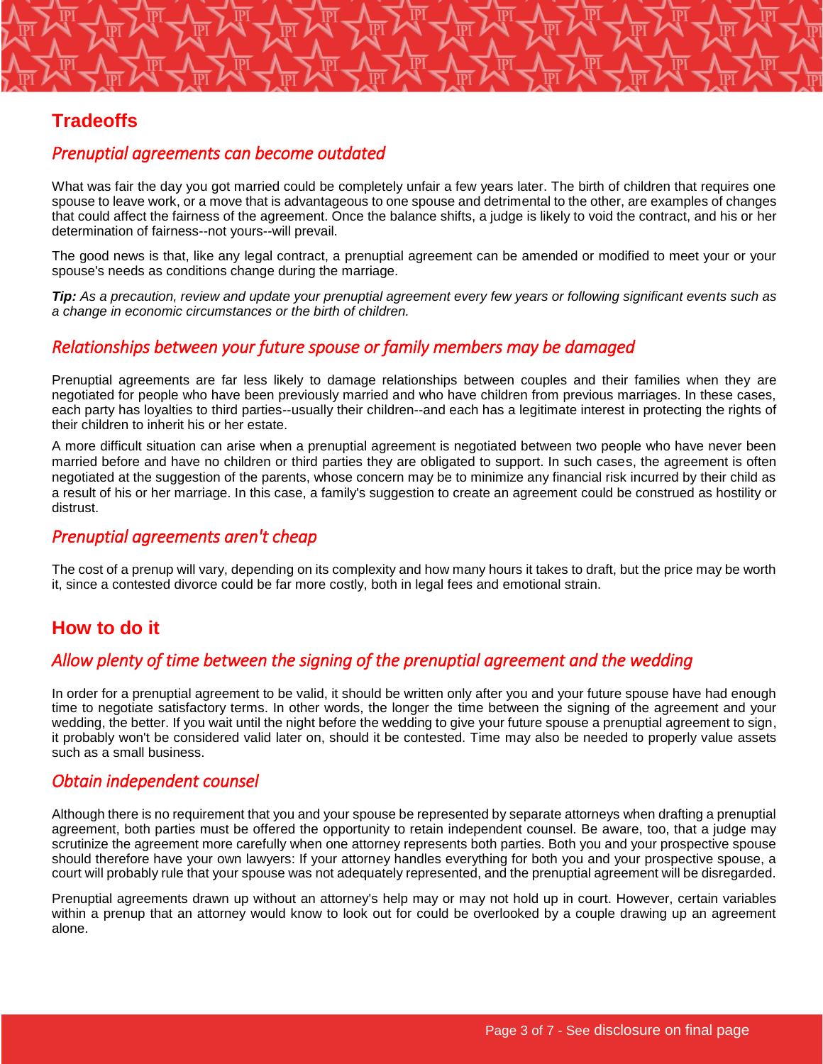## Tradeoffs

### *Prenuptial agreements can become outdated*

What was fair the day you got married could be completely unfair a few years later. The birth of children that requires one spouse to leave work, or a move that is advantageous to one spouse and detrimental to the other, are examples of changes that could affect the fairness of the agreement. Once the balance shifts, a judge is likely to void the contract, and his or her determination of fairness--not yours--will prevail.

The good news is that, like any legal contract, a prenuptial agreement can be amended or modified to meet your or your spouse's needs as conditions change during the marriage.

***Tip:*** *As a precaution, review and update your prenuptial agreement every few years or following significant events such as a change in economic circumstances or the birth of children.*

### *Relationships between your future spouse or family members may be damaged*

Prenuptial agreements are far less likely to damage relationships between couples and their families when they are negotiated for people who have been previously married and who have children from previous marriages. In these cases, each party has loyalties to third parties--usually their children--and each has a legitimate interest in protecting the rights of their children to inherit his or her estate.

A more difficult situation can arise when a prenuptial agreement is negotiated between two people who have never been married before and have no children or third parties they are obligated to support. In such cases, the agreement is often negotiated at the suggestion of the parents, whose concern may be to minimize any financial risk incurred by their child as a result of his or her marriage. In this case, a family's suggestion to create an agreement could be construed as hostility or distrust.

### *Prenuptial agreements aren't cheap*

The cost of a prenup will vary, depending on its complexity and how many hours it takes to draft, but the price may be worth it, since a contested divorce could be far more costly, both in legal fees and emotional strain.

## How to do it

### *Allow plenty of time between the signing of the prenuptial agreement and the wedding*

In order for a prenuptial agreement to be valid, it should be written only after you and your future spouse have had enough time to negotiate satisfactory terms. In other words, the longer the time between the signing of the agreement and your wedding, the better. If you wait until the night before the wedding to give your future spouse a prenuptial agreement to sign, it probably won't be considered valid later on, should it be contested. Time may also be needed to properly value assets such as a small business.

### *Obtain independent counsel*

Although there is no requirement that you and your spouse be represented by separate attorneys when drafting a prenuptial agreement, both parties must be offered the opportunity to retain independent counsel. Be aware, too, that a judge may scrutinize the agreement more carefully when one attorney represents both parties. Both you and your prospective spouse should therefore have your own lawyers: If your attorney handles everything for both you and your prospective spouse, a court will probably rule that your spouse was not adequately represented, and the prenuptial agreement will be disregarded.

Prenuptial agreements drawn up without an attorney's help may or may not hold up in court. However, certain variables within a prenup that an attorney would know to look out for could be overlooked by a couple drawing up an agreement alone.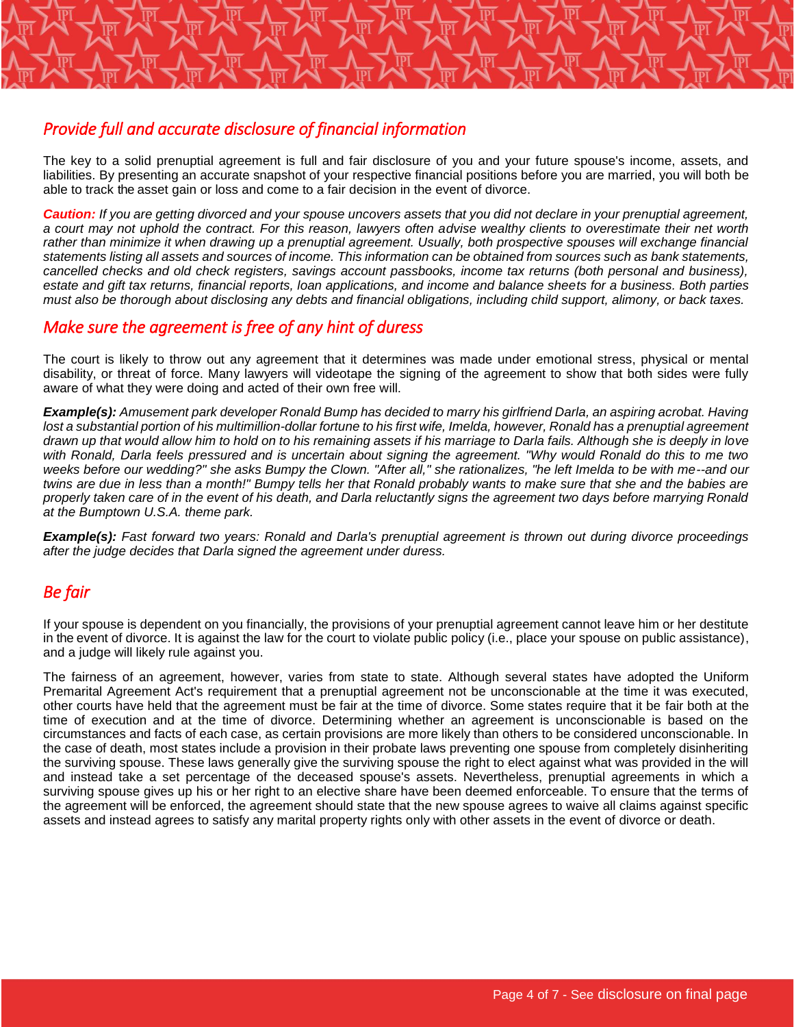## *Provide full and accurate disclosure of financial information*

The key to a solid prenuptial agreement is full and fair disclosure of you and your future spouse's income, assets, and liabilities. By presenting an accurate snapshot of your respective financial positions before you are married, you will both be able to track the asset gain or loss and come to a fair decision in the event of divorce.

***Caution:*** *If you are getting divorced and your spouse uncovers assets that you did not declare in your prenuptial agreement, a court may not uphold the contract. For this reason, lawyers often advise wealthy clients to overestimate their net worth rather than minimize it when drawing up a prenuptial agreement. Usually, both prospective spouses will exchange financial statements listing all assets and sources of income. This information can be obtained from sources such as bank statements, cancelled checks and old check registers, savings account passbooks, income tax returns (both personal and business), estate and gift tax returns, financial reports, loan applications, and income and balance sheets for a business. Both parties must also be thorough about disclosing any debts and financial obligations, including child support, alimony, or back taxes.*

## *Make sure the agreement is free of any hint of duress*

The court is likely to throw out any agreement that it determines was made under emotional stress, physical or mental disability, or threat of force. Many lawyers will videotape the signing of the agreement to show that both sides were fully aware of what they were doing and acted of their own free will.

***Example(s):*** *Amusement park developer Ronald Bump has decided to marry his girlfriend Darla, an aspiring acrobat. Having lost a substantial portion of his multimillion-dollar fortune to his first wife, Imelda, however, Ronald has a prenuptial agreement drawn up that would allow him to hold on to his remaining assets if his marriage to Darla fails. Although she is deeply in love with Ronald, Darla feels pressured and is uncertain about signing the agreement. "Why would Ronald do this to me two weeks before our wedding?" she asks Bumpy the Clown. "After all," she rationalizes, "he left Imelda to be with me--and our twins are due in less than a month!" Bumpy tells her that Ronald probably wants to make sure that she and the babies are properly taken care of in the event of his death, and Darla reluctantly signs the agreement two days before marrying Ronald at the Bumptown U.S.A. theme park.*

***Example(s):*** *Fast forward two years: Ronald and Darla's prenuptial agreement is thrown out during divorce proceedings after the judge decides that Darla signed the agreement under duress.*

## *Be fair*

If your spouse is dependent on you financially, the provisions of your prenuptial agreement cannot leave him or her destitute in the event of divorce. It is against the law for the court to violate public policy (i.e., place your spouse on public assistance), and a judge will likely rule against you.

The fairness of an agreement, however, varies from state to state. Although several states have adopted the Uniform Premarital Agreement Act's requirement that a prenuptial agreement not be unconscionable at the time it was executed, other courts have held that the agreement must be fair at the time of divorce. Some states require that it be fair both at the time of execution and at the time of divorce. Determining whether an agreement is unconscionable is based on the circumstances and facts of each case, as certain provisions are more likely than others to be considered unconscionable. In the case of death, most states include a provision in their probate laws preventing one spouse from completely disinheriting the surviving spouse. These laws generally give the surviving spouse the right to elect against what was provided in the will and instead take a set percentage of the deceased spouse's assets. Nevertheless, prenuptial agreements in which a surviving spouse gives up his or her right to an elective share have been deemed enforceable. To ensure that the terms of the agreement will be enforced, the agreement should state that the new spouse agrees to waive all claims against specific assets and instead agrees to satisfy any marital property rights only with other assets in the event of divorce or death.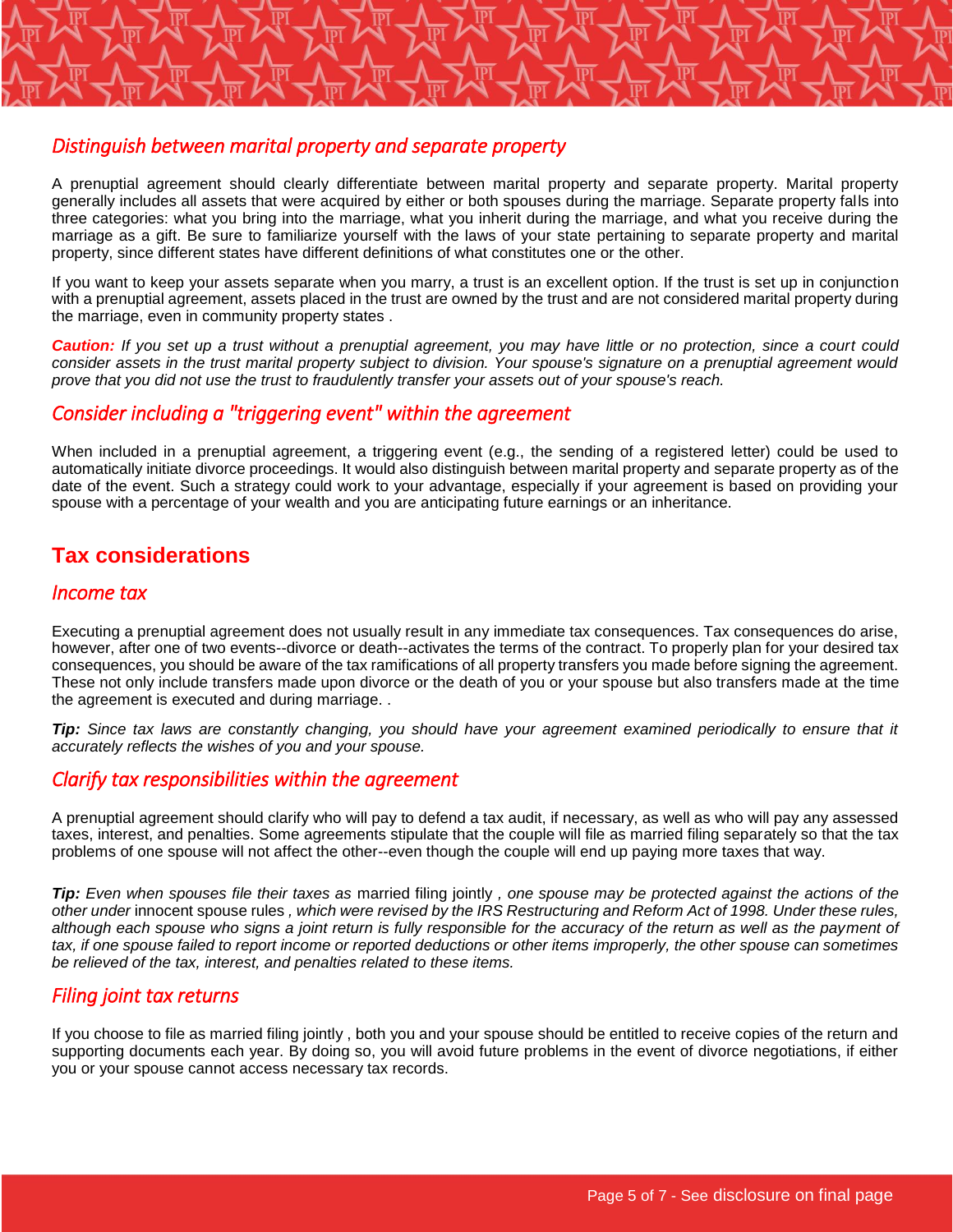### *Distinguish between marital property and separate property*

A prenuptial agreement should clearly differentiate between marital property and separate property. Marital property generally includes all assets that were acquired by either or both spouses during the marriage. Separate property falls into three categories: what you bring into the marriage, what you inherit during the marriage, and what you receive during the marriage as a gift. Be sure to familiarize yourself with the laws of your state pertaining to separate property and marital property, since different states have different definitions of what constitutes one or the other.

If you want to keep your assets separate when you marry, a trust is an excellent option. If the trust is set up in conjunction with a prenuptial agreement, assets placed in the trust are owned by the trust and are not considered marital property during the marriage, even in community property states .

***Caution:*** *If you set up a trust without a prenuptial agreement, you may have little or no protection, since a court could consider assets in the trust marital property subject to division. Your spouse's signature on a prenuptial agreement would prove that you did not use the trust to fraudulently transfer your assets out of your spouse's reach.*

### *Consider including a "triggering event" within the agreement*

When included in a prenuptial agreement, a triggering event (e.g., the sending of a registered letter) could be used to automatically initiate divorce proceedings. It would also distinguish between marital property and separate property as of the date of the event. Such a strategy could work to your advantage, especially if your agreement is based on providing your spouse with a percentage of your wealth and you are anticipating future earnings or an inheritance.

## Tax considerations

### *Income tax*

Executing a prenuptial agreement does not usually result in any immediate tax consequences. Tax consequences do arise, however, after one of two events--divorce or death--activates the terms of the contract. To properly plan for your desired tax consequences, you should be aware of the tax ramifications of all property transfers you made before signing the agreement. These not only include transfers made upon divorce or the death of you or your spouse but also transfers made at the time the agreement is executed and during marriage. .

***Tip:*** *Since tax laws are constantly changing, you should have your agreement examined periodically to ensure that it accurately reflects the wishes of you and your spouse.*

### *Clarify tax responsibilities within the agreement*

A prenuptial agreement should clarify who will pay to defend a tax audit, if necessary, as well as who will pay any assessed taxes, interest, and penalties. Some agreements stipulate that the couple will file as married filing separately so that the tax problems of one spouse will not affect the other--even though the couple will end up paying more taxes that way.

***Tip:*** *Even when spouses file their taxes as* married filing jointly *, one spouse may be protected against the actions of the other under* innocent spouse rules *, which were revised by the IRS Restructuring and Reform Act of 1998. Under these rules, although each spouse who signs a joint return is fully responsible for the accuracy of the return as well as the payment of tax, if one spouse failed to report income or reported deductions or other items improperly, the other spouse can sometimes be relieved of the tax, interest, and penalties related to these items.*

### *Filing joint tax returns*

If you choose to file as married filing jointly , both you and your spouse should be entitled to receive copies of the return and supporting documents each year. By doing so, you will avoid future problems in the event of divorce negotiations, if either you or your spouse cannot access necessary tax records.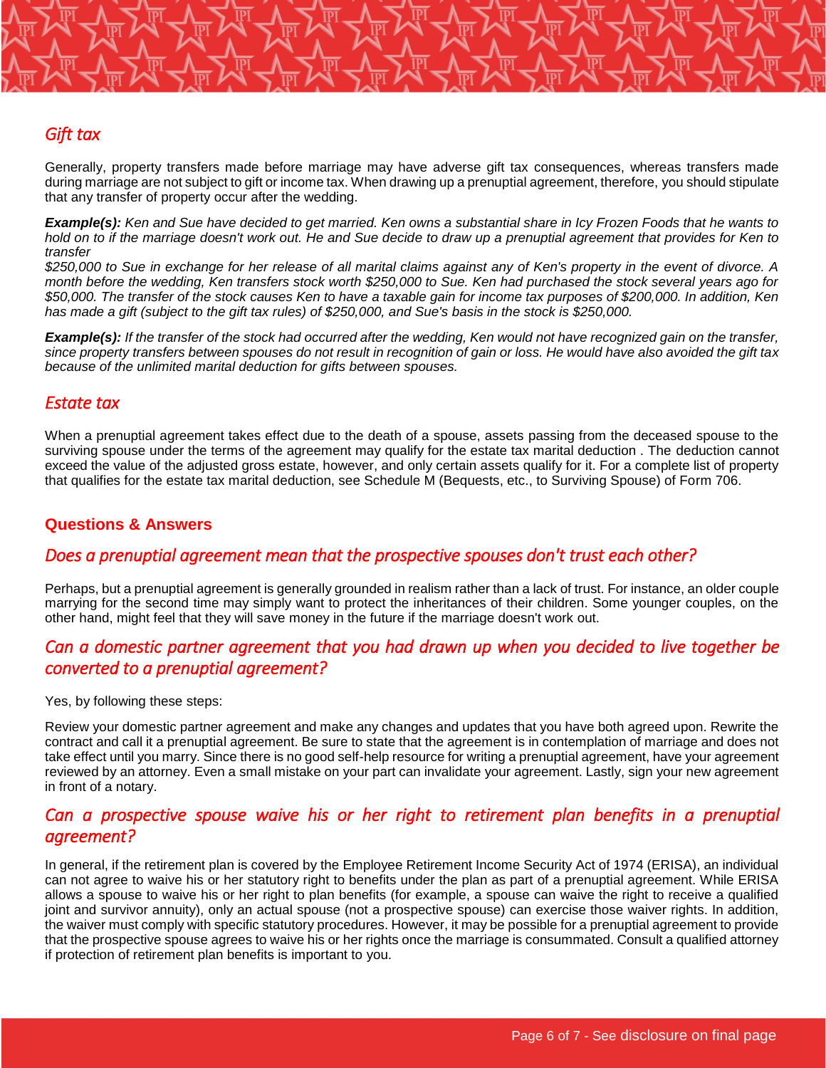## *Gift tax*

Generally, property transfers made before marriage may have adverse gift tax consequences, whereas transfers made during marriage are not subject to gift or income tax. When drawing up a prenuptial agreement, therefore, you should stipulate that any transfer of property occur after the wedding.

***Example(s):*** *Ken and Sue have decided to get married. Ken owns a substantial share in Icy Frozen Foods that he wants to hold on to if the marriage doesn't work out. He and Sue decide to draw up a prenuptial agreement that provides for Ken to transfer $250,000 to Sue in exchange for her release of all marital claims against any of Ken's property in the event of divorce. A month before the wedding, Ken transfers stock worth $250,000 to Sue. Ken had purchased the stock several years ago for $50,000. The transfer of the stock causes Ken to have a taxable gain for income tax purposes of $200,000. In addition, Ken has made a gift (subject to the gift tax rules) of $250,000, and Sue's basis in the stock is $250,000.*

***Example(s):*** *If the transfer of the stock had occurred after the wedding, Ken would not have recognized gain on the transfer, since property transfers between spouses do not result in recognition of gain or loss. He would have also avoided the gift tax because of the unlimited marital deduction for gifts between spouses.*

## *Estate tax*

When a prenuptial agreement takes effect due to the death of a spouse, assets passing from the deceased spouse to the surviving spouse under the terms of the agreement may qualify for the estate tax marital deduction . The deduction cannot exceed the value of the adjusted gross estate, however, and only certain assets qualify for it. For a complete list of property that qualifies for the estate tax marital deduction, see Schedule M (Bequests, etc., to Surviving Spouse) of Form 706.

## **Questions & Answers**

### *Does a prenuptial agreement mean that the prospective spouses don't trust each other?*

Perhaps, but a prenuptial agreement is generally grounded in realism rather than a lack of trust. For instance, an older couple marrying for the second time may simply want to protect the inheritances of their children. Some younger couples, on the other hand, might feel that they will save money in the future if the marriage doesn't work out.

### *Can a domestic partner agreement that you had drawn up when you decided to live together be converted to a prenuptial agreement?*

Yes, by following these steps:

Review your domestic partner agreement and make any changes and updates that you have both agreed upon. Rewrite the contract and call it a prenuptial agreement. Be sure to state that the agreement is in contemplation of marriage and does not take effect until you marry. Since there is no good self-help resource for writing a prenuptial agreement, have your agreement reviewed by an attorney. Even a small mistake on your part can invalidate your agreement. Lastly, sign your new agreement in front of a notary.

### *Can a prospective spouse waive his or her right to retirement plan benefits in a prenuptial agreement?*

In general, if the retirement plan is covered by the Employee Retirement Income Security Act of 1974 (ERISA), an individual can not agree to waive his or her statutory right to benefits under the plan as part of a prenuptial agreement. While ERISA allows a spouse to waive his or her right to plan benefits (for example, a spouse can waive the right to receive a qualified joint and survivor annuity), only an actual spouse (not a prospective spouse) can exercise those waiver rights. In addition, the waiver must comply with specific statutory procedures. However, it may be possible for a prenuptial agreement to provide that the prospective spouse agrees to waive his or her rights once the marriage is consummated. Consult a qualified attorney if protection of retirement plan benefits is important to you.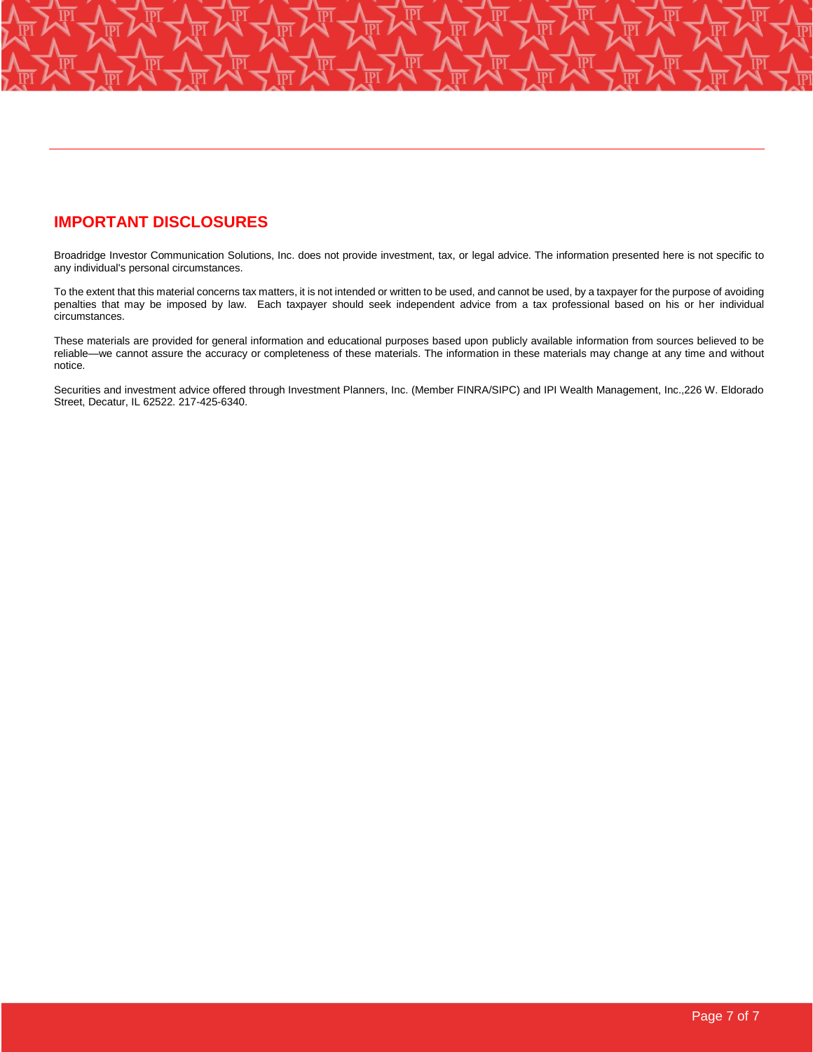## IMPORTANT DISCLOSURES

Broadridge Investor Communication Solutions, Inc. does not provide investment, tax, or legal advice. The information presented here is not specific to any individual's personal circumstances.

To the extent that this material concerns tax matters, it is not intended or written to be used, and cannot be used, by a taxpayer for the purpose of avoiding penalties that may be imposed by law. Each taxpayer should seek independent advice from a tax professional based on his or her individual circumstances.

These materials are provided for general information and educational purposes based upon publicly available information from sources believed to be reliable—we cannot assure the accuracy or completeness of these materials. The information in these materials may change at any time and without notice.

Securities and investment advice offered through Investment Planners, Inc. (Member FINRA/SIPC) and IPI Wealth Management, Inc.,226 W. Eldorado Street, Decatur, IL 62522. 217-425-6340.